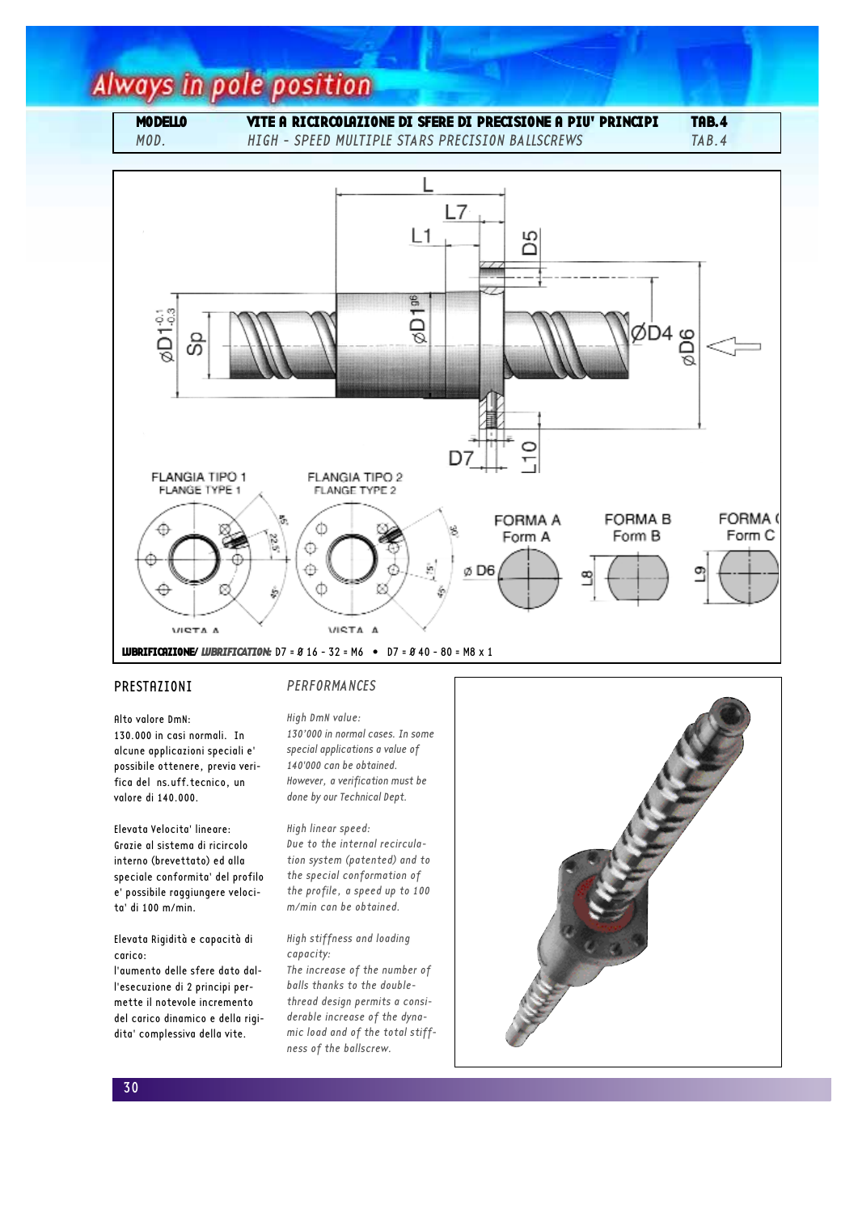| MODELLO | VITE A RICIRCOLAZIONE DI SFERE DI PRECISIONE A PIU' PRINCIPI | TAB.4 |
|---|---|---|
| *MOD.* | *HIGH - SPEED MULTIPLE STARS PRECISION BALLSCREWS* | *TAB.4* |

FLANGIA TIPO 1
FLANGE TYPE 1

FLANGIA TIPO 2
FLANGE TYPE 2

FORMA A
Form A

FORMA B
Form B

FORMA C
Form C

**LUBRIFICAZIONE/ *LUBRIFICATION:*** D7 = Ø 16 - 32 = M6 • D7 = Ø 40 - 80 = M8 x 1

## PRESTAZIONI

Alto valore DmN:
130.000 in casi normali. In alcune applicazioni speciali e' possibile ottenere, previa verifica del ns.uff.tecnico, un valore di 140.000.

Elevata Velocita' lineare:
Grazie al sistema di ricircolo interno (brevettato) ed alla speciale conformita' del profilo e' possibile raggiungere velocita' di 100 m/min.

Elevata Rigidità e capacità di carico:
l'aumento delle sfere dato dall'esecuzione di 2 principi permette il notevole incremento del carico dinamico e della rigidita' complessiva della vite.

## *PERFORMANCES*

*High DmN value:*
*130'000 in normal cases. In some special applications a value of 140'000 can be obtained. However, a verification must be done by our Technical Dept.*

*High linear speed:*
*Due to the internal recirculation system (patented) and to the special conformation of the profile, a speed up to 100 m/min can be obtained.*

*High stiffness and loading capacity:*
*The increase of the number of balls thanks to the double-thread design permits a considerable increase of the dynamic load and of the total stiffness of the ballscrew.*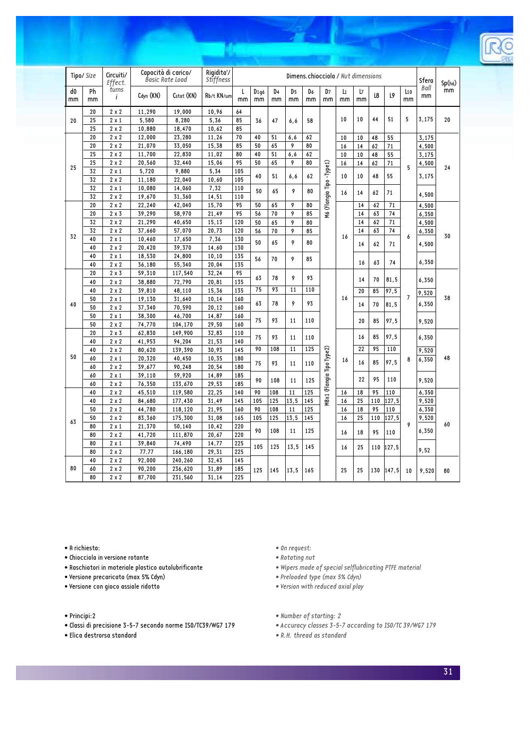| Tipo/ *Size* | | Circuiti/ *Effect. turns* | Capacità di carico/ *Basic Rate Load* | | Rigidita'/ *Stiffness* | Dimens.chiocciola / *Nut dimensions* | | | | | | | | | | | Sfera *Ball* | Sp(h6) |
|---|---|---|---|---|---|---|---|---|---|---|---|---|---|---|---|---|---|---|
| d0 mm | Ph mm | i | Cdyn (KN) | Cstat (KN) | Rb/t KN/um | L mm | D1g6 mm | D4 mm | D5 mm | D6 mm | D7 mm | L1 mm | L7 mm | L8 | L9 | L10 mm | mm | mm |
| 20 | 20 | 2 x 2 | 11,290 | 19,000 | 10,96 | 64 | 36 | 47 | 6,6 | 58 | | 10 | 10 | 44 | 51 | 5 | 3,175 | 20 |
| 20 | 25 | 2 x 1 | 5,580 | 8,280 | 5,36 | 85 | 36 | 47 | 6,6 | 58 | | 10 | 10 | 44 | 51 | 5 | 3,175 | 20 |
| 20 | 25 | 2 x 2 | 10,880 | 18,470 | 10,62 | 85 | 36 | 47 | 6,6 | 58 | | 10 | 10 | 44 | 51 | 5 | 3,175 | 20 |
| 25 | 20 | 2 x 2 | 12,000 | 23,280 | 11,26 | 70 | 40 | 51 | 6,6 | 62 | | 10 | 10 | 48 | 55 | 5 | 3,175 | 24 |
| 25 | 20 | 2 x 2 | 21,070 | 33,050 | 15,38 | 85 | 50 | 65 | 9 | 80 | | 16 | 14 | 62 | 71 | 5 | 4,500 | 24 |
| 25 | 25 | 2 x 2 | 11,700 | 22,830 | 11,02 | 80 | 40 | 51 | 6,6 | 62 | | 10 | 10 | 48 | 55 | 5 | 3,175 | 24 |
| 25 | 25 | 2 x 2 | 20,560 | 32,440 | 15,06 | 95 | 50 | 65 | 9 | 80 | M6 (Flangia Tipo -Type1) | 16 | 14 | 62 | 71 | 5 | 4,500 | 24 |
| 25 | 32 | 2 x 1 | 5,720 | 9,880 | 5,34 | 105 | 40 | 51 | 6,6 | 62 | | 10 | 10 | 48 | 55 | 5 | 3,175 | 24 |
| 25 | 32 | 2 x 2 | 11,180 | 22,040 | 10,60 | 105 | 40 | 51 | 6,6 | 62 | | 10 | 10 | 48 | 55 | 5 | 3,175 | 24 |
| 25 | 32 | 2 x 1 | 10,080 | 14,060 | 7,32 | 110 | 50 | 65 | 9 | 80 | | 16 | 14 | 62 | 71 | 5 | 4,500 | 24 |
| 25 | 32 | 2 x 2 | 19,670 | 31,360 | 14,51 | 110 | 50 | 65 | 9 | 80 | | 16 | 14 | 62 | 71 | 5 | 4,500 | 24 |
| 32 | 20 | 2 x 2 | 22,240 | 42,040 | 15,70 | 95 | 50 | 65 | 9 | 80 | | 16 | 14 | 62 | 71 | 6 | 4,500 | 30 |
| 32 | 20 | 2 x 3 | 39,290 | 58,970 | 21,49 | 95 | 56 | 70 | 9 | 85 | | 16 | 14 | 63 | 74 | 6 | 6,350 | 30 |
| 32 | 32 | 2 x 2 | 21,290 | 40,650 | 15,13 | 120 | 50 | 65 | 9 | 80 | | 16 | 14 | 62 | 71 | 6 | 4,500 | 30 |
| 32 | 32 | 2 x 2 | 37,660 | 57,070 | 20,73 | 120 | 56 | 70 | 9 | 85 | | 16 | 14 | 63 | 74 | 6 | 6,350 | 30 |
| 32 | 40 | 2 x 1 | 10,460 | 17,650 | 7,36 | 130 | 50 | 65 | 9 | 80 | | 16 | 14 | 62 | 71 | 6 | 4,500 | 30 |
| 32 | 40 | 2 x 2 | 20,420 | 39,370 | 14,60 | 130 | 50 | 65 | 9 | 80 | | 16 | 14 | 62 | 71 | 6 | 4,500 | 30 |
| 32 | 40 | 2 x 1 | 18,530 | 24,800 | 10,10 | 135 | 56 | 70 | 9 | 85 | | 16 | 16 | 63 | 74 | 6 | 6,350 | 30 |
| 32 | 40 | 2 x 2 | 36,180 | 55,340 | 20,04 | 135 | 56 | 70 | 9 | 85 | | 16 | 16 | 63 | 74 | 6 | 6,350 | 30 |
| 40 | 20 | 2 x 3 | 59,310 | 117,540 | 32,24 | 95 | 63 | 78 | 9 | 93 | | 16 | 14 | 70 | 81,5 | 7 | 6,350 | 38 |
| 40 | 40 | 2 x 2 | 38,880 | 72,790 | 20,81 | 135 | 63 | 78 | 9 | 93 | | 16 | 14 | 70 | 81,5 | 7 | 6,350 | 38 |
| 40 | 40 | 2 x 2 | 39,810 | 48,110 | 15,36 | 135 | 75 | 93 | 11 | 110 | | 16 | 20 | 85 | 97,5 | 7 | 9,520 | 38 |
| 40 | 50 | 2 x 1 | 19,130 | 31,640 | 10,14 | 160 | 63 | 78 | 9 | 93 | | 16 | 14 | 70 | 81,5 | 7 | 6,350 | 38 |
| 40 | 50 | 2 x 2 | 37,340 | 70,590 | 20,12 | 160 | 63 | 78 | 9 | 93 | | 16 | 14 | 70 | 81,5 | 7 | 6,350 | 38 |
| 40 | 50 | 2 x 1 | 38,300 | 46,700 | 14,87 | 160 | 75 | 93 | 11 | 110 | | 16 | 20 | 85 | 97,5 | 7 | 9,520 | 38 |
| 40 | 50 | 2 x 2 | 74,770 | 104,170 | 29,50 | 160 | 75 | 93 | 11 | 110 | | 16 | 20 | 85 | 97,5 | 7 | 9,520 | 38 |
| 50 | 20 | 2 x 3 | 62,830 | 149,900 | 32,83 | 110 | 75 | 93 | 11 | 110 | | 16 | 16 | 85 | 97,5 | 8 | 6,350 | 48 |
| 50 | 40 | 2 x 2 | 41,953 | 94,204 | 21,53 | 140 | 75 | 93 | 11 | 110 | | 16 | 16 | 85 | 97,5 | 8 | 6,350 | 48 |
| 50 | 40 | 2 x 2 | 80,620 | 139,390 | 30,93 | 145 | 90 | 108 | 11 | 125 | | 16 | 22 | 95 | 110 | 8 | 9,520 | 48 |
| 50 | 60 | 2 x 1 | 20,320 | 40,450 | 10,35 | 180 | 75 | 93 | 11 | 110 | | 16 | 16 | 85 | 97,5 | 8 | 6,350 | 48 |
| 50 | 60 | 2 x 2 | 39,677 | 90,248 | 20,54 | 180 | 75 | 93 | 11 | 110 | | 16 | 16 | 85 | 97,5 | 8 | 6,350 | 48 |
| 50 | 60 | 2 x 1 | 39,110 | 59,920 | 14,89 | 185 | 90 | 108 | 11 | 125 | | 16 | 22 | 95 | 110 | 8 | 9,520 | 48 |
| 50 | 60 | 2 x 2 | 76,350 | 133,670 | 29,53 | 185 | 90 | 108 | 11 | 125 | M8x1 (Flangia Tipo Type2) | 16 | 22 | 95 | 110 | 8 | 9,520 | 48 |
| 63 | 40 | 2 x 2 | 45,510 | 119,580 | 22,25 | 140 | 90 | 108 | 11 | 125 | | 16 | 18 | 95 | 110 | 9 | 6,350 | 60 |
| 63 | 40 | 2 x 2 | 84,680 | 177,430 | 31,49 | 145 | 105 | 125 | 13,5 | 145 | | 16 | 25 | 110 | 127,5 | 9 | 9,520 | 60 |
| 63 | 50 | 2 x 2 | 44,780 | 118,120 | 21,95 | 160 | 90 | 108 | 11 | 125 | | 16 | 18 | 95 | 110 | 9 | 6,350 | 60 |
| 63 | 50 | 2 x 2 | 83,360 | 175,300 | 31,08 | 165 | 105 | 125 | 13,5 | 145 | | 16 | 25 | 110 | 127,5 | 9 | 9,520 | 60 |
| 63 | 80 | 2 x 1 | 21,370 | 50,140 | 10,42 | 220 | 90 | 108 | 11 | 125 | | 16 | 18 | 95 | 110 | 9 | 6,350 | 60 |
| 63 | 80 | 2 x 2 | 41,720 | 111,870 | 20,67 | 220 | 90 | 108 | 11 | 125 | | 16 | 18 | 95 | 110 | 9 | 6,350 | 60 |
| 63 | 80 | 2 x 1 | 39,840 | 74,490 | 14,77 | 225 | 105 | 125 | 13,5 | 145 | | 16 | 25 | 110 | 127,5 | 9 | 9,52 | 60 |
| 63 | 80 | 2 x 2 | 77.77 | 166,180 | 29,31 | 225 | 105 | 125 | 13,5 | 145 | | 16 | 25 | 110 | 127,5 | 9 | 9,52 | 60 |
| 80 | 40 | 2 x 2 | 92,000 | 240,260 | 32,43 | 145 | 125 | 145 | 13,5 | 165 | | 25 | 25 | 130 | 147,5 | 10 | 9,520 | 80 |
| 80 | 60 | 2 x 2 | 90,200 | 236,620 | 31,89 | 185 | 125 | 145 | 13,5 | 165 | | 25 | 25 | 130 | 147,5 | 10 | 9,520 | 80 |
| 80 | 80 | 2 x 2 | 87,700 | 231,560 | 31,14 | 225 | 125 | 145 | 13,5 | 165 | | 25 | 25 | 130 | 147,5 | 10 | 9,520 | 80 |

- A richiesta:
- Chiocciola in versione rotante
- Raschiatori in materiale plastico autolubrificante
- Versione precaricata (max 5% Cdyn)
- Versione con gioco assiale ridotto

- *On request:*
- *Rotating nut*
- *Wipers made of special selflubricating PTFE material*
- *Preloaded type (max 5% Cdyn)*
- *Version with reduced axial play*

- Principi: 2
- Classi di precisione 3-5-7 secondo norme ISO/TC39/WG7 179
- Elica destrorsa standard

- *Number of starting: 2*
- *Accuracy classes 3-5-7 according to ISO/TC 39/WG7 179*
- *R.H. thread as standard*